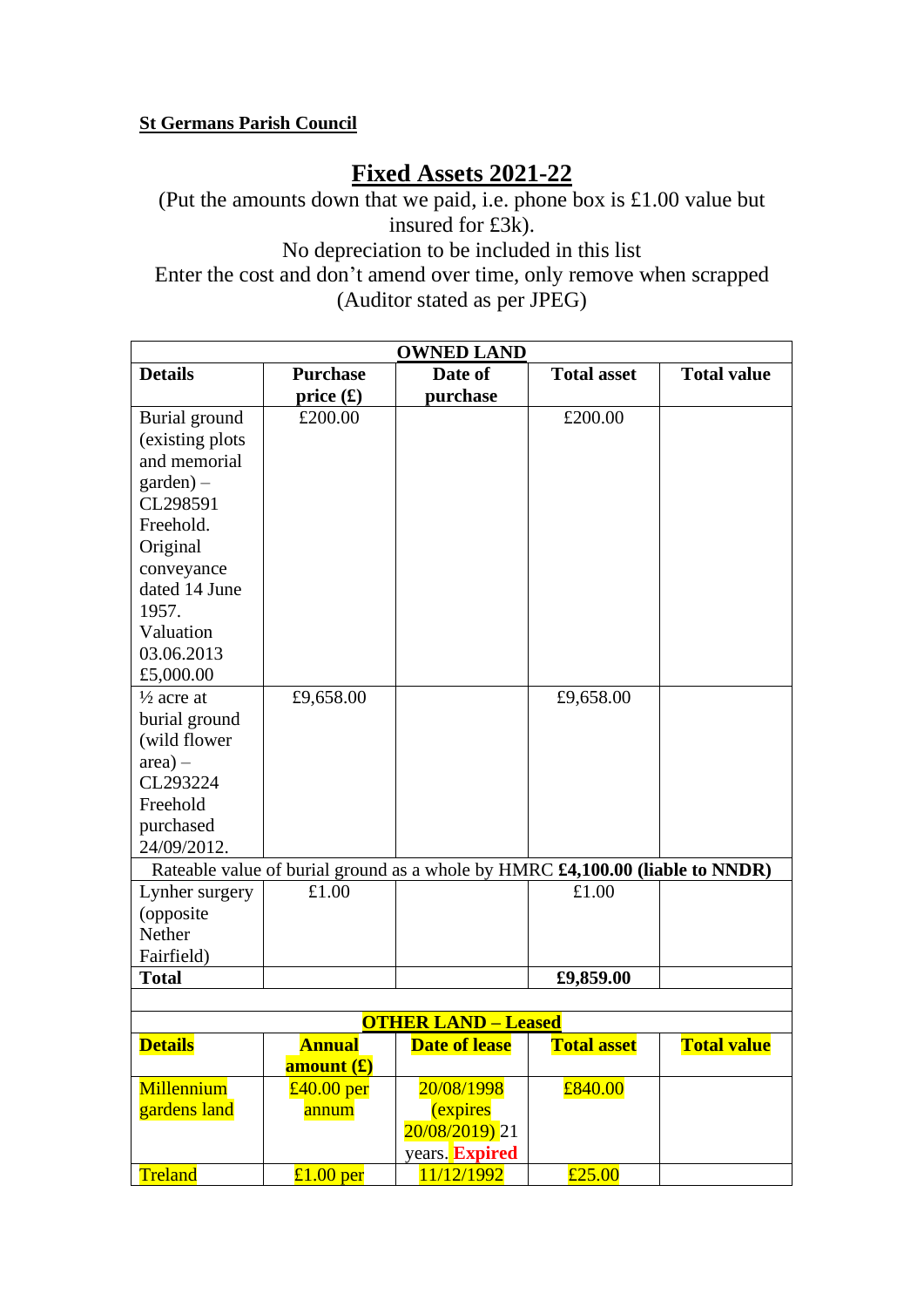**St Germans Parish Council**

# Fixed Assets 2021-22

(Put the amounts down that we paid, i.e. phone box is £1.00 value but insured for £3k).
No depreciation to be included in this list
Enter the cost and don't amend over time, only remove when scrapped
(Auditor stated as per JPEG)

| **OWNED LAND** | | | | |
|---|---|---|---|---|
| **Details** | **Purchase price (£)** | **Date of purchase** | **Total asset** | **Total value** |
| Burial ground (existing plots and memorial garden) – CL298591 Freehold. Original conveyance dated 14 June 1957. Valuation 03.06.2013 £5,000.00 | £200.00 | | £200.00 | |
| ½ acre at burial ground (wild flower area) – CL293224 Freehold purchased 24/09/2012. | £9,658.00 | | £9,658.00 | |
| Rateable value of burial ground as a whole by HMRC **£4,100.00 (liable to NNDR)** | | | | |
| Lynher surgery (opposite Nether Fairfield) | £1.00 | | £1.00 | |
| **Total** | | | **£9,859.00** | |
| | | | | |
| **OTHER LAND – Leased** | | | | |
| **Details** | **Annual amount (£)** | **Date of lease** | **Total asset** | **Total value** |
| Millennium gardens land | £40.00 per annum | 20/08/1998 (expires 20/08/2019) 21 years. **Expired** | £840.00 | |
| Treland | £1.00 per | 11/12/1992 | £25.00 | |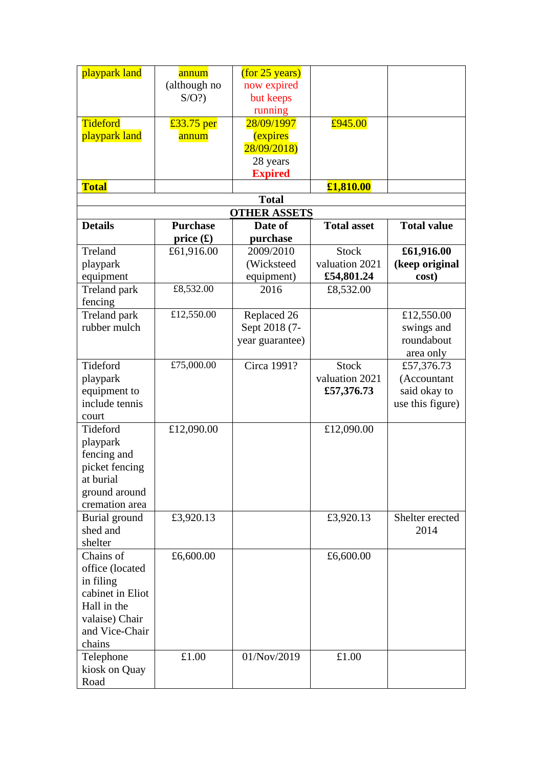| | | | | |
|---|---|---|---|---|
| playpark land | annum (although no S/O?) | (for 25 years) now expired but keeps running | | |
| Tideford playpark land | £33.75 per annum | 28/09/1997 (expires 28/09/2018) 28 years **Expired** | £945.00 | |
| **Total** | | | **£1,810.00** | |
| | | **Total** | | |
| | | **OTHER ASSETS** | | |
| **Details** | **Purchase price (£)** | **Date of purchase** | **Total asset** | **Total value** |
| Treland playpark equipment | £61,916.00 | 2009/2010 (Wicksteed equipment) | Stock valuation 2021 **£54,801.24** | **£61,916.00 (keep original cost)** |
| Treland park fencing | £8,532.00 | 2016 | £8,532.00 | |
| Treland park rubber mulch | £12,550.00 | Replaced 26 Sept 2018 (7-year guarantee) | | £12,550.00 swings and roundabout area only |
| Tideford playpark equipment to include tennis court | £75,000.00 | Circa 1991? | Stock valuation 2021 **£57,376.73** | £57,376.73 (Accountant said okay to use this figure) |
| Tideford playpark fencing and picket fencing at burial ground around cremation area | £12,090.00 | | £12,090.00 | |
| Burial ground shed and shelter | £3,920.13 | | £3,920.13 | Shelter erected 2014 |
| Chains of office (located in filing cabinet in Eliot Hall in the valaise) Chair and Vice-Chair chains | £6,600.00 | | £6,600.00 | |
| Telephone kiosk on Quay Road | £1.00 | 01/Nov/2019 | £1.00 | |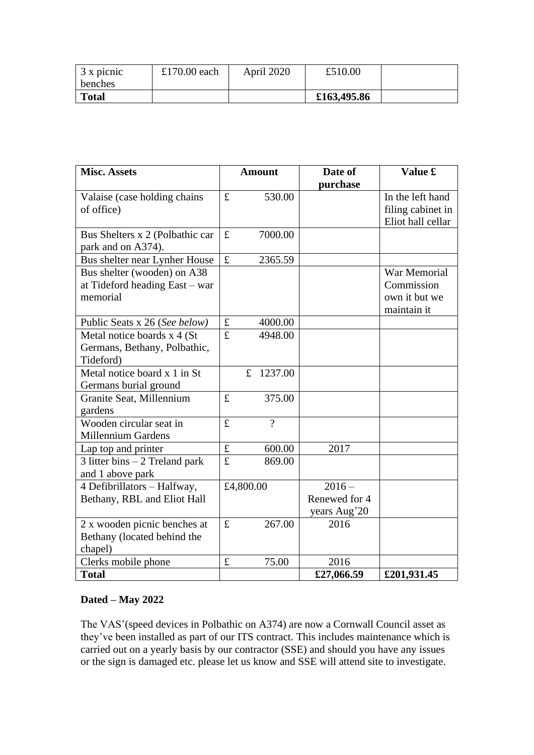| 3 x picnic benches | £170.00 each | April 2020 | £510.00 | |
|---|---|---|---|---|
| **Total** | | | **£163,495.86** | |

| **Misc. Assets** | **Amount** | **Date of purchase** | **Value £** |
|---|---|---|---|
| Valaise (case holding chains of office) | £ 530.00 | | In the left hand filing cabinet in Eliot hall cellar |
| Bus Shelters x 2 (Polbathic car park and on A374). | £ 7000.00 | | |
| Bus shelter near Lynher House | £ 2365.59 | | |
| Bus shelter (wooden) on A38 at Tideford heading East – war memorial | | | War Memorial Commission own it but we maintain it |
| Public Seats x 26 (*See below)* | £ 4000.00 | | |
| Metal notice boards x 4 (St Germans, Bethany, Polbathic, Tideford) | £ 4948.00 | | |
| Metal notice board x 1 in St Germans burial ground | £ 1237.00 | | |
| Granite Seat, Millennium gardens | £ 375.00 | | |
| Wooden circular seat in Millennium Gardens | £ ? | | |
| Lap top and printer | £ 600.00 | 2017 | |
| 3 litter bins – 2 Treland park and 1 above park | £ 869.00 | | |
| 4 Defibrillators – Halfway, Bethany, RBL and Eliot Hall | £4,800.00 | 2016 – Renewed for 4 years Aug'20 | |
| 2 x wooden picnic benches at Bethany (located behind the chapel) | £ 267.00 | 2016 | |
| Clerks mobile phone | £ 75.00 | 2016 | |
| **Total** | | **£27,066.59** | **£201,931.45** |

**Dated – May 2022**

The VAS'(speed devices in Polbathic on A374) are now a Cornwall Council asset as they've been installed as part of our ITS contract. This includes maintenance which is carried out on a yearly basis by our contractor (SSE) and should you have any issues or the sign is damaged etc. please let us know and SSE will attend site to investigate.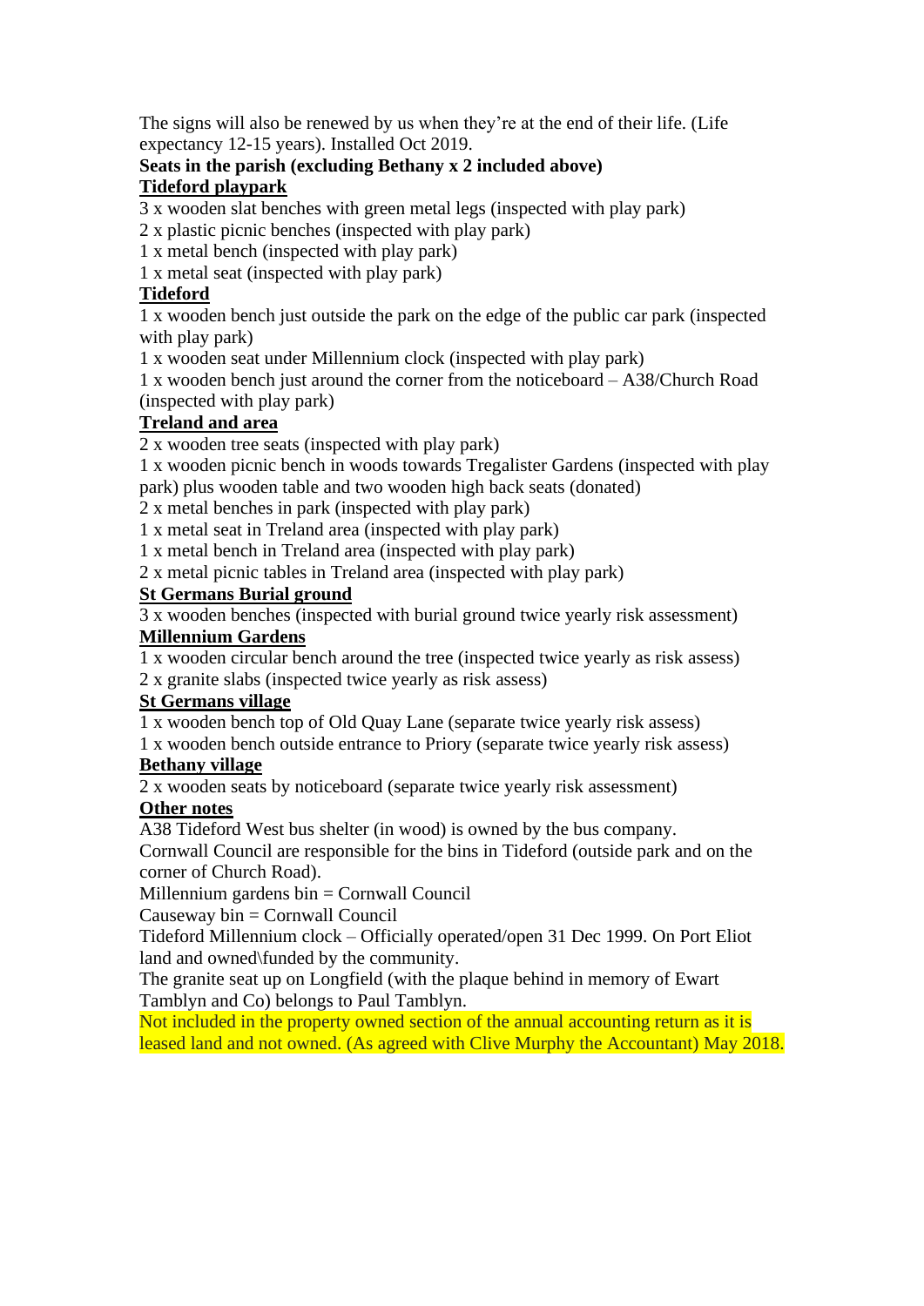The signs will also be renewed by us when they're at the end of their life. (Life expectancy 12-15 years). Installed Oct 2019.

**Seats in the parish (excluding Bethany x 2 included above)**

**Tideford playpark**

3 x wooden slat benches with green metal legs (inspected with play park)
2 x plastic picnic benches (inspected with play park)
1 x metal bench (inspected with play park)
1 x metal seat (inspected with play park)

**Tideford**

1 x wooden bench just outside the park on the edge of the public car park (inspected with play park)
1 x wooden seat under Millennium clock (inspected with play park)
1 x wooden bench just around the corner from the noticeboard – A38/Church Road (inspected with play park)

**Treland and area**

2 x wooden tree seats (inspected with play park)
1 x wooden picnic bench in woods towards Tregalister Gardens (inspected with play park) plus wooden table and two wooden high back seats (donated)
2 x metal benches in park (inspected with play park)
1 x metal seat in Treland area (inspected with play park)
1 x metal bench in Treland area (inspected with play park)
2 x metal picnic tables in Treland area (inspected with play park)

**St Germans Burial ground**

3 x wooden benches (inspected with burial ground twice yearly risk assessment)

**Millennium Gardens**

1 x wooden circular bench around the tree (inspected twice yearly as risk assess)
2 x granite slabs (inspected twice yearly as risk assess)

**St Germans village**

1 x wooden bench top of Old Quay Lane (separate twice yearly risk assess)
1 x wooden bench outside entrance to Priory (separate twice yearly risk assess)

**Bethany village**

2 x wooden seats by noticeboard (separate twice yearly risk assessment)

**Other notes**

A38 Tideford West bus shelter (in wood) is owned by the bus company.
Cornwall Council are responsible for the bins in Tideford (outside park and on the corner of Church Road).
Millennium gardens bin = Cornwall Council
Causeway bin = Cornwall Council
Tideford Millennium clock – Officially operated/open 31 Dec 1999. On Port Eliot land and owned\funded by the community.
The granite seat up on Longfield (with the plaque behind in memory of Ewart Tamblyn and Co) belongs to Paul Tamblyn.
Not included in the property owned section of the annual accounting return as it is leased land and not owned. (As agreed with Clive Murphy the Accountant) May 2018.